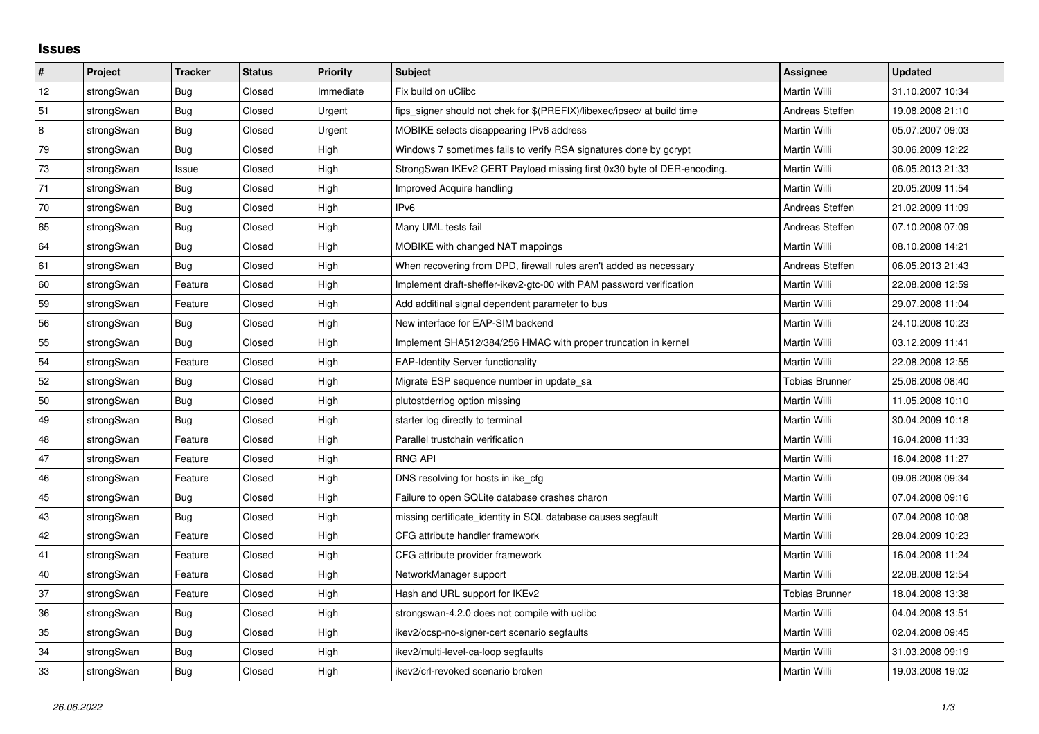# Issues

| # | Project | Tracker | Status | Priority | Subject | Assignee | Updated |
|---|---|---|---|---|---|---|---|
| 12 | strongSwan | Bug | Closed | Immediate | Fix build on uClibc | Martin Willi | 31.10.2007 10:34 |
| 51 | strongSwan | Bug | Closed | Urgent | fips_signer should not chek for $(PREFIX)/libexec/ipsec/ at build time | Andreas Steffen | 19.08.2008 21:10 |
| 8 | strongSwan | Bug | Closed | Urgent | MOBIKE selects disappearing IPv6 address | Martin Willi | 05.07.2007 09:03 |
| 79 | strongSwan | Bug | Closed | High | Windows 7 sometimes fails to verify RSA signatures done by gcrypt | Martin Willi | 30.06.2009 12:22 |
| 73 | strongSwan | Issue | Closed | High | StrongSwan IKEv2 CERT Payload missing first 0x30 byte of DER-encoding. | Martin Willi | 06.05.2013 21:33 |
| 71 | strongSwan | Bug | Closed | High | Improved Acquire handling | Martin Willi | 20.05.2009 11:54 |
| 70 | strongSwan | Bug | Closed | High | IPv6 | Andreas Steffen | 21.02.2009 11:09 |
| 65 | strongSwan | Bug | Closed | High | Many UML tests fail | Andreas Steffen | 07.10.2008 07:09 |
| 64 | strongSwan | Bug | Closed | High | MOBIKE with changed NAT mappings | Martin Willi | 08.10.2008 14:21 |
| 61 | strongSwan | Bug | Closed | High | When recovering from DPD, firewall rules aren't added as necessary | Andreas Steffen | 06.05.2013 21:43 |
| 60 | strongSwan | Feature | Closed | High | Implement draft-sheffer-ikev2-gtc-00 with PAM password verification | Martin Willi | 22.08.2008 12:59 |
| 59 | strongSwan | Feature | Closed | High | Add additinal signal dependent parameter to bus | Martin Willi | 29.07.2008 11:04 |
| 56 | strongSwan | Bug | Closed | High | New interface for EAP-SIM backend | Martin Willi | 24.10.2008 10:23 |
| 55 | strongSwan | Bug | Closed | High | Implement SHA512/384/256 HMAC with proper truncation in kernel | Martin Willi | 03.12.2009 11:41 |
| 54 | strongSwan | Feature | Closed | High | EAP-Identity Server functionality | Martin Willi | 22.08.2008 12:55 |
| 52 | strongSwan | Bug | Closed | High | Migrate ESP sequence number in update_sa | Tobias Brunner | 25.06.2008 08:40 |
| 50 | strongSwan | Bug | Closed | High | plutostderrlog option missing | Martin Willi | 11.05.2008 10:10 |
| 49 | strongSwan | Bug | Closed | High | starter log directly to terminal | Martin Willi | 30.04.2009 10:18 |
| 48 | strongSwan | Feature | Closed | High | Parallel trustchain verification | Martin Willi | 16.04.2008 11:33 |
| 47 | strongSwan | Feature | Closed | High | RNG API | Martin Willi | 16.04.2008 11:27 |
| 46 | strongSwan | Feature | Closed | High | DNS resolving for hosts in ike_cfg | Martin Willi | 09.06.2008 09:34 |
| 45 | strongSwan | Bug | Closed | High | Failure to open SQLite database crashes charon | Martin Willi | 07.04.2008 09:16 |
| 43 | strongSwan | Bug | Closed | High | missing certificate_identity in SQL database causes segfault | Martin Willi | 07.04.2008 10:08 |
| 42 | strongSwan | Feature | Closed | High | CFG attribute handler framework | Martin Willi | 28.04.2009 10:23 |
| 41 | strongSwan | Feature | Closed | High | CFG attribute provider framework | Martin Willi | 16.04.2008 11:24 |
| 40 | strongSwan | Feature | Closed | High | NetworkManager support | Martin Willi | 22.08.2008 12:54 |
| 37 | strongSwan | Feature | Closed | High | Hash and URL support for IKEv2 | Tobias Brunner | 18.04.2008 13:38 |
| 36 | strongSwan | Bug | Closed | High | strongswan-4.2.0 does not compile with uclibc | Martin Willi | 04.04.2008 13:51 |
| 35 | strongSwan | Bug | Closed | High | ikev2/ocsp-no-signer-cert scenario segfaults | Martin Willi | 02.04.2008 09:45 |
| 34 | strongSwan | Bug | Closed | High | ikev2/multi-level-ca-loop segfaults | Martin Willi | 31.03.2008 09:19 |
| 33 | strongSwan | Bug | Closed | High | ikev2/crl-revoked scenario broken | Martin Willi | 19.03.2008 19:02 |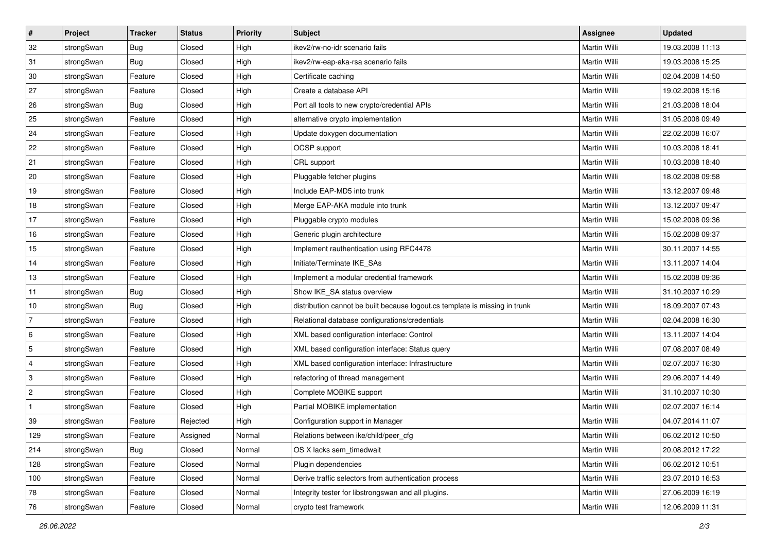| # | Project | Tracker | Status | Priority | Subject | Assignee | Updated |
|---|---|---|---|---|---|---|---|
| 32 | strongSwan | Bug | Closed | High | ikev2/rw-no-idr scenario fails | Martin Willi | 19.03.2008 11:13 |
| 31 | strongSwan | Bug | Closed | High | ikev2/rw-eap-aka-rsa scenario fails | Martin Willi | 19.03.2008 15:25 |
| 30 | strongSwan | Feature | Closed | High | Certificate caching | Martin Willi | 02.04.2008 14:50 |
| 27 | strongSwan | Feature | Closed | High | Create a database API | Martin Willi | 19.02.2008 15:16 |
| 26 | strongSwan | Bug | Closed | High | Port all tools to new crypto/credential APIs | Martin Willi | 21.03.2008 18:04 |
| 25 | strongSwan | Feature | Closed | High | alternative crypto implementation | Martin Willi | 31.05.2008 09:49 |
| 24 | strongSwan | Feature | Closed | High | Update doxygen documentation | Martin Willi | 22.02.2008 16:07 |
| 22 | strongSwan | Feature | Closed | High | OCSP support | Martin Willi | 10.03.2008 18:41 |
| 21 | strongSwan | Feature | Closed | High | CRL support | Martin Willi | 10.03.2008 18:40 |
| 20 | strongSwan | Feature | Closed | High | Pluggable fetcher plugins | Martin Willi | 18.02.2008 09:58 |
| 19 | strongSwan | Feature | Closed | High | Include EAP-MD5 into trunk | Martin Willi | 13.12.2007 09:48 |
| 18 | strongSwan | Feature | Closed | High | Merge EAP-AKA module into trunk | Martin Willi | 13.12.2007 09:47 |
| 17 | strongSwan | Feature | Closed | High | Pluggable crypto modules | Martin Willi | 15.02.2008 09:36 |
| 16 | strongSwan | Feature | Closed | High | Generic plugin architecture | Martin Willi | 15.02.2008 09:37 |
| 15 | strongSwan | Feature | Closed | High | Implement rauthentication using RFC4478 | Martin Willi | 30.11.2007 14:55 |
| 14 | strongSwan | Feature | Closed | High | Initiate/Terminate IKE_SAs | Martin Willi | 13.11.2007 14:04 |
| 13 | strongSwan | Feature | Closed | High | Implement a modular credential framework | Martin Willi | 15.02.2008 09:36 |
| 11 | strongSwan | Bug | Closed | High | Show IKE_SA status overview | Martin Willi | 31.10.2007 10:29 |
| 10 | strongSwan | Bug | Closed | High | distribution cannot be built because logout.cs template is missing in trunk | Martin Willi | 18.09.2007 07:43 |
| 7 | strongSwan | Feature | Closed | High | Relational database configurations/credentials | Martin Willi | 02.04.2008 16:30 |
| 6 | strongSwan | Feature | Closed | High | XML based configuration interface: Control | Martin Willi | 13.11.2007 14:04 |
| 5 | strongSwan | Feature | Closed | High | XML based configuration interface: Status query | Martin Willi | 07.08.2007 08:49 |
| 4 | strongSwan | Feature | Closed | High | XML based configuration interface: Infrastructure | Martin Willi | 02.07.2007 16:30 |
| 3 | strongSwan | Feature | Closed | High | refactoring of thread management | Martin Willi | 29.06.2007 14:49 |
| 2 | strongSwan | Feature | Closed | High | Complete MOBIKE support | Martin Willi | 31.10.2007 10:30 |
| 1 | strongSwan | Feature | Closed | High | Partial MOBIKE implementation | Martin Willi | 02.07.2007 16:14 |
| 39 | strongSwan | Feature | Rejected | High | Configuration support in Manager | Martin Willi | 04.07.2014 11:07 |
| 129 | strongSwan | Feature | Assigned | Normal | Relations between ike/child/peer_cfg | Martin Willi | 06.02.2012 10:50 |
| 214 | strongSwan | Bug | Closed | Normal | OS X lacks sem_timedwait | Martin Willi | 20.08.2012 17:22 |
| 128 | strongSwan | Feature | Closed | Normal | Plugin dependencies | Martin Willi | 06.02.2012 10:51 |
| 100 | strongSwan | Feature | Closed | Normal | Derive traffic selectors from authentication process | Martin Willi | 23.07.2010 16:53 |
| 78 | strongSwan | Feature | Closed | Normal | Integrity tester for libstrongswan and all plugins. | Martin Willi | 27.06.2009 16:19 |
| 76 | strongSwan | Feature | Closed | Normal | crypto test framework | Martin Willi | 12.06.2009 11:31 |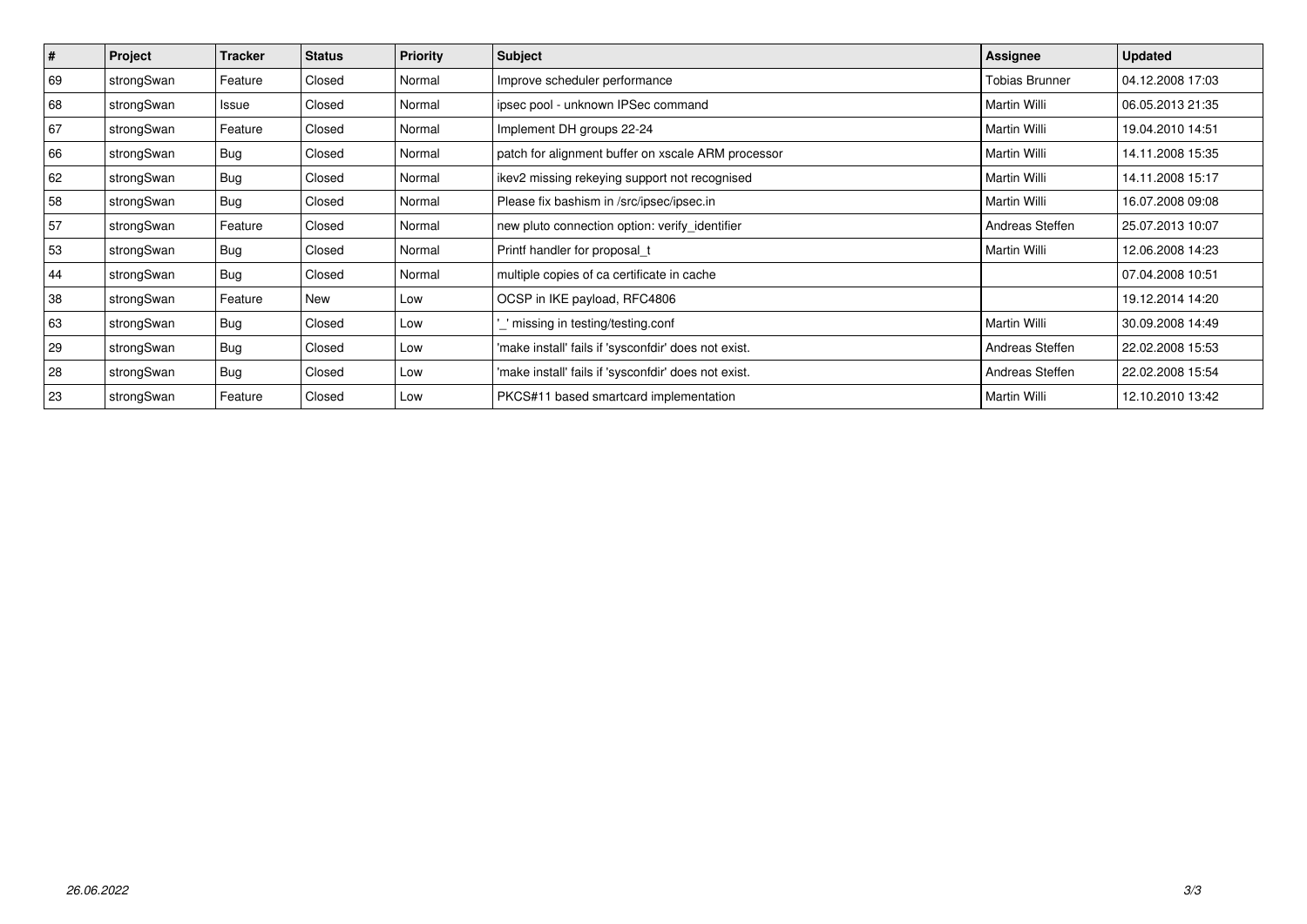| # | Project | Tracker | Status | Priority | Subject | Assignee | Updated |
|---|---|---|---|---|---|---|---|
| 69 | strongSwan | Feature | Closed | Normal | Improve scheduler performance | Tobias Brunner | 04.12.2008 17:03 |
| 68 | strongSwan | Issue | Closed | Normal | ipsec pool - unknown IPSec command | Martin Willi | 06.05.2013 21:35 |
| 67 | strongSwan | Feature | Closed | Normal | Implement DH groups 22-24 | Martin Willi | 19.04.2010 14:51 |
| 66 | strongSwan | Bug | Closed | Normal | patch for alignment buffer on xscale ARM processor | Martin Willi | 14.11.2008 15:35 |
| 62 | strongSwan | Bug | Closed | Normal | ikev2 missing rekeying support not recognised | Martin Willi | 14.11.2008 15:17 |
| 58 | strongSwan | Bug | Closed | Normal | Please fix bashism in /src/ipsec/ipsec.in | Martin Willi | 16.07.2008 09:08 |
| 57 | strongSwan | Feature | Closed | Normal | new pluto connection option: verify_identifier | Andreas Steffen | 25.07.2013 10:07 |
| 53 | strongSwan | Bug | Closed | Normal | Printf handler for proposal_t | Martin Willi | 12.06.2008 14:23 |
| 44 | strongSwan | Bug | Closed | Normal | multiple copies of ca certificate in cache | | 07.04.2008 10:51 |
| 38 | strongSwan | Feature | New | Low | OCSP in IKE payload, RFC4806 | | 19.12.2014 14:20 |
| 63 | strongSwan | Bug | Closed | Low | '_' missing in testing/testing.conf | Martin Willi | 30.09.2008 14:49 |
| 29 | strongSwan | Bug | Closed | Low | 'make install' fails if 'sysconfdir' does not exist. | Andreas Steffen | 22.02.2008 15:53 |
| 28 | strongSwan | Bug | Closed | Low | 'make install' fails if 'sysconfdir' does not exist. | Andreas Steffen | 22.02.2008 15:54 |
| 23 | strongSwan | Feature | Closed | Low | PKCS#11 based smartcard implementation | Martin Willi | 12.10.2010 13:42 |